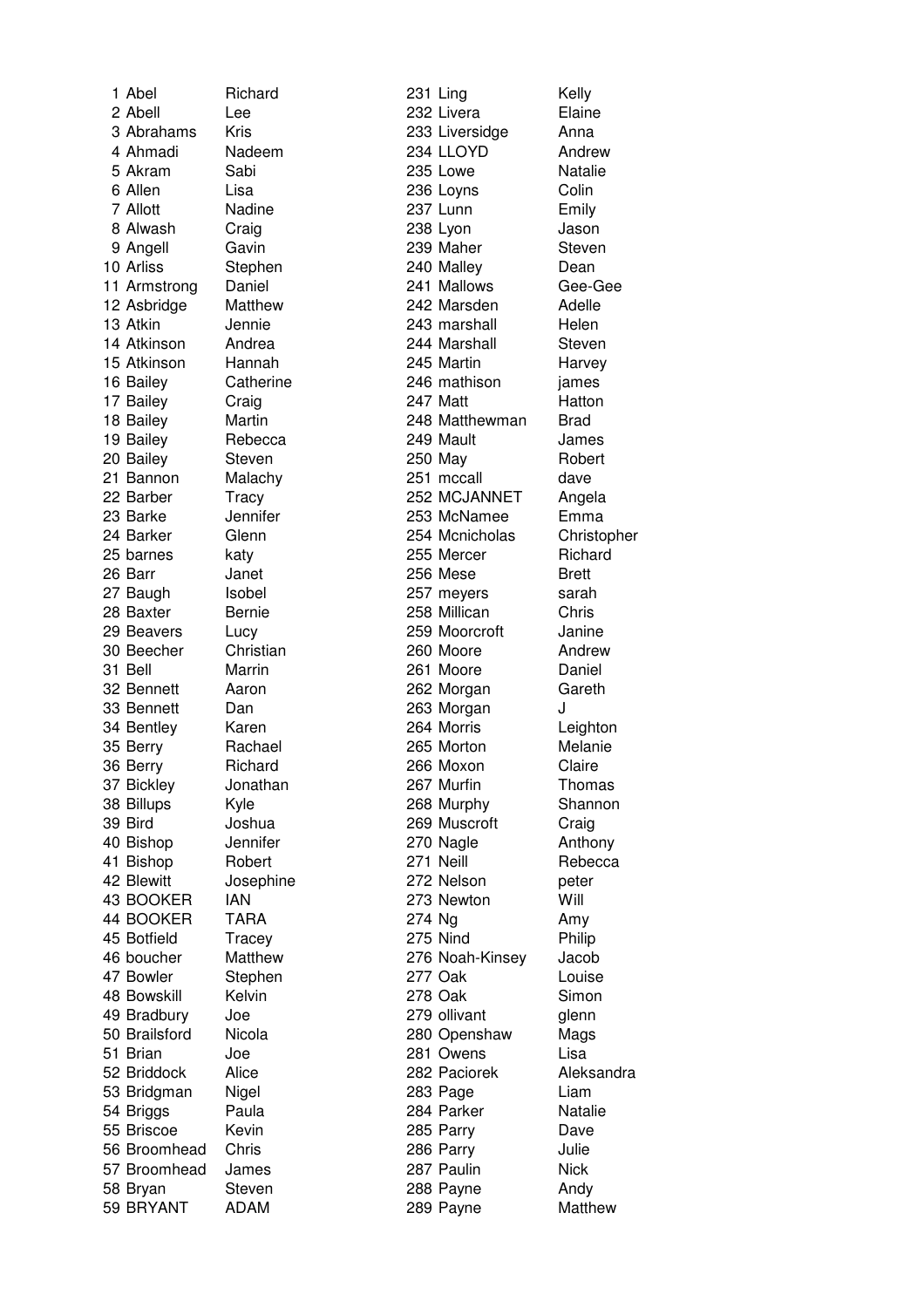| | | |
|---|---|---|
| 1 | Abel | Richard |
| 2 | Abell | Lee |
| 3 | Abrahams | Kris |
| 4 | Ahmadi | Nadeem |
| 5 | Akram | Sabi |
| 6 | Allen | Lisa |
| 7 | Allott | Nadine |
| 8 | Alwash | Craig |
| 9 | Angell | Gavin |
| 10 | Arliss | Stephen |
| 11 | Armstrong | Daniel |
| 12 | Asbridge | Matthew |
| 13 | Atkin | Jennie |
| 14 | Atkinson | Andrea |
| 15 | Atkinson | Hannah |
| 16 | Bailey | Catherine |
| 17 | Bailey | Craig |
| 18 | Bailey | Martin |
| 19 | Bailey | Rebecca |
| 20 | Bailey | Steven |
| 21 | Bannon | Malachy |
| 22 | Barber | Tracy |
| 23 | Barke | Jennifer |
| 24 | Barker | Glenn |
| 25 | barnes | katy |
| 26 | Barr | Janet |
| 27 | Baugh | Isobel |
| 28 | Baxter | Bernie |
| 29 | Beavers | Lucy |
| 30 | Beecher | Christian |
| 31 | Bell | Marrin |
| 32 | Bennett | Aaron |
| 33 | Bennett | Dan |
| 34 | Bentley | Karen |
| 35 | Berry | Rachael |
| 36 | Berry | Richard |
| 37 | Bickley | Jonathan |
| 38 | Billups | Kyle |
| 39 | Bird | Joshua |
| 40 | Bishop | Jennifer |
| 41 | Bishop | Robert |
| 42 | Blewitt | Josephine |
| 43 | BOOKER | IAN |
| 44 | BOOKER | TARA |
| 45 | Botfield | Tracey |
| 46 | boucher | Matthew |
| 47 | Bowler | Stephen |
| 48 | Bowskill | Kelvin |
| 49 | Bradbury | Joe |
| 50 | Brailsford | Nicola |
| 51 | Brian | Joe |
| 52 | Briddock | Alice |
| 53 | Bridgman | Nigel |
| 54 | Briggs | Paula |
| 55 | Briscoe | Kevin |
| 56 | Broomhead | Chris |
| 57 | Broomhead | James |
| 58 | Bryan | Steven |
| 59 | BRYANT | ADAM |
| 231 | Ling | Kelly |
| 232 | Livera | Elaine |
| 233 | Liversidge | Anna |
| 234 | LLOYD | Andrew |
| 235 | Lowe | Natalie |
| 236 | Loyns | Colin |
| 237 | Lunn | Emily |
| 238 | Lyon | Jason |
| 239 | Maher | Steven |
| 240 | Malley | Dean |
| 241 | Mallows | Gee-Gee |
| 242 | Marsden | Adelle |
| 243 | marshall | Helen |
| 244 | Marshall | Steven |
| 245 | Martin | Harvey |
| 246 | mathison | james |
| 247 | Matt | Hatton |
| 248 | Matthewman | Brad |
| 249 | Mault | James |
| 250 | May | Robert |
| 251 | mccall | dave |
| 252 | MCJANNET | Angela |
| 253 | McNamee | Emma |
| 254 | Mcnicholas | Christopher |
| 255 | Mercer | Richard |
| 256 | Mese | Brett |
| 257 | meyers | sarah |
| 258 | Millican | Chris |
| 259 | Moorcroft | Janine |
| 260 | Moore | Andrew |
| 261 | Moore | Daniel |
| 262 | Morgan | Gareth |
| 263 | Morgan | J |
| 264 | Morris | Leighton |
| 265 | Morton | Melanie |
| 266 | Moxon | Claire |
| 267 | Murfin | Thomas |
| 268 | Murphy | Shannon |
| 269 | Muscroft | Craig |
| 270 | Nagle | Anthony |
| 271 | Neill | Rebecca |
| 272 | Nelson | peter |
| 273 | Newton | Will |
| 274 | Ng | Amy |
| 275 | Nind | Philip |
| 276 | Noah-Kinsey | Jacob |
| 277 | Oak | Louise |
| 278 | Oak | Simon |
| 279 | ollivant | glenn |
| 280 | Openshaw | Mags |
| 281 | Owens | Lisa |
| 282 | Paciorek | Aleksandra |
| 283 | Page | Liam |
| 284 | Parker | Natalie |
| 285 | Parry | Dave |
| 286 | Parry | Julie |
| 287 | Paulin | Nick |
| 288 | Payne | Andy |
| 289 | Payne | Matthew |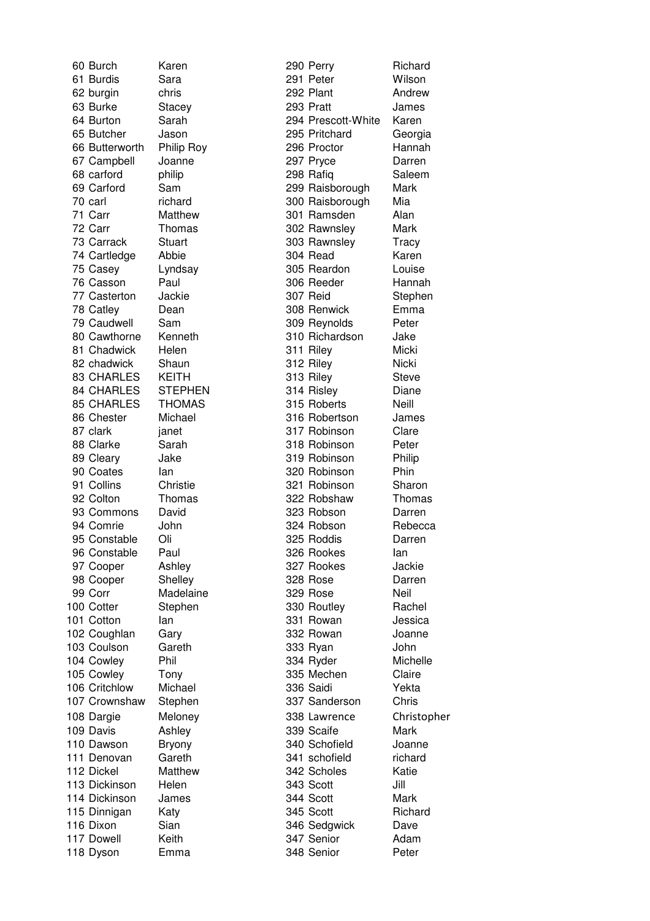| | | |
|---|---|---|
| 60 | Burch | Karen |
| 61 | Burdis | Sara |
| 62 | burgin | chris |
| 63 | Burke | Stacey |
| 64 | Burton | Sarah |
| 65 | Butcher | Jason |
| 66 | Butterworth | Philip Roy |
| 67 | Campbell | Joanne |
| 68 | carford | philip |
| 69 | Carford | Sam |
| 70 | carl | richard |
| 71 | Carr | Matthew |
| 72 | Carr | Thomas |
| 73 | Carrack | Stuart |
| 74 | Cartledge | Abbie |
| 75 | Casey | Lyndsay |
| 76 | Casson | Paul |
| 77 | Casterton | Jackie |
| 78 | Catley | Dean |
| 79 | Caudwell | Sam |
| 80 | Cawthorne | Kenneth |
| 81 | Chadwick | Helen |
| 82 | chadwick | Shaun |
| 83 | CHARLES | KEITH |
| 84 | CHARLES | STEPHEN |
| 85 | CHARLES | THOMAS |
| 86 | Chester | Michael |
| 87 | clark | janet |
| 88 | Clarke | Sarah |
| 89 | Cleary | Jake |
| 90 | Coates | Ian |
| 91 | Collins | Christie |
| 92 | Colton | Thomas |
| 93 | Commons | David |
| 94 | Comrie | John |
| 95 | Constable | Oli |
| 96 | Constable | Paul |
| 97 | Cooper | Ashley |
| 98 | Cooper | Shelley |
| 99 | Corr | Madelaine |
| 100 | Cotter | Stephen |
| 101 | Cotton | Ian |
| 102 | Coughlan | Gary |
| 103 | Coulson | Gareth |
| 104 | Cowley | Phil |
| 105 | Cowley | Tony |
| 106 | Critchlow | Michael |
| 107 | Crownshaw | Stephen |
| 108 | Dargie | Meloney |
| 109 | Davis | Ashley |
| 110 | Dawson | Bryony |
| 111 | Denovan | Gareth |
| 112 | Dickel | Matthew |
| 113 | Dickinson | Helen |
| 114 | Dickinson | James |
| 115 | Dinnigan | Katy |
| 116 | Dixon | Sian |
| 117 | Dowell | Keith |
| 118 | Dyson | Emma |
| 290 | Perry | Richard |
| 291 | Peter | Wilson |
| 292 | Plant | Andrew |
| 293 | Pratt | James |
| 294 | Prescott-White | Karen |
| 295 | Pritchard | Georgia |
| 296 | Proctor | Hannah |
| 297 | Pryce | Darren |
| 298 | Rafiq | Saleem |
| 299 | Raisborough | Mark |
| 300 | Raisborough | Mia |
| 301 | Ramsden | Alan |
| 302 | Rawnsley | Mark |
| 303 | Rawnsley | Tracy |
| 304 | Read | Karen |
| 305 | Reardon | Louise |
| 306 | Reeder | Hannah |
| 307 | Reid | Stephen |
| 308 | Renwick | Emma |
| 309 | Reynolds | Peter |
| 310 | Richardson | Jake |
| 311 | Riley | Micki |
| 312 | Riley | Nicki |
| 313 | Riley | Steve |
| 314 | Risley | Diane |
| 315 | Roberts | Neill |
| 316 | Robertson | James |
| 317 | Robinson | Clare |
| 318 | Robinson | Peter |
| 319 | Robinson | Philip |
| 320 | Robinson | Phin |
| 321 | Robinson | Sharon |
| 322 | Robshaw | Thomas |
| 323 | Robson | Darren |
| 324 | Robson | Rebecca |
| 325 | Roddis | Darren |
| 326 | Rookes | Ian |
| 327 | Rookes | Jackie |
| 328 | Rose | Darren |
| 329 | Rose | Neil |
| 330 | Routley | Rachel |
| 331 | Rowan | Jessica |
| 332 | Rowan | Joanne |
| 333 | Ryan | John |
| 334 | Ryder | Michelle |
| 335 | Mechen | Claire |
| 336 | Saidi | Yekta |
| 337 | Sanderson | Chris |
| 338 | Lawrence | Christopher |
| 339 | Scaife | Mark |
| 340 | Schofield | Joanne |
| 341 | schofield | richard |
| 342 | Scholes | Katie |
| 343 | Scott | Jill |
| 344 | Scott | Mark |
| 345 | Scott | Richard |
| 346 | Sedgwick | Dave |
| 347 | Senior | Adam |
| 348 | Senior | Peter |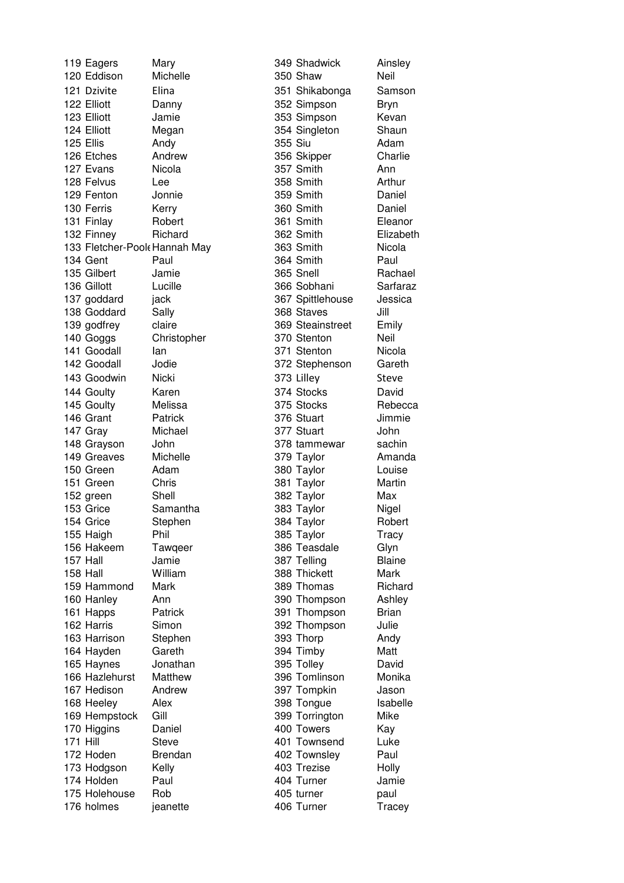| | | |
|---|---|---|
| 119 | Eagers | Mary |
| 120 | Eddison | Michelle |
| 121 | Dzivite | Elina |
| 122 | Elliott | Danny |
| 123 | Elliott | Jamie |
| 124 | Elliott | Megan |
| 125 | Ellis | Andy |
| 126 | Etches | Andrew |
| 127 | Evans | Nicola |
| 128 | Felvus | Lee |
| 129 | Fenton | Jonnie |
| 130 | Ferris | Kerry |
| 131 | Finlay | Robert |
| 132 | Finney | Richard |
| 133 | Fletcher-Pool€ | Hannah May |
| 134 | Gent | Paul |
| 135 | Gilbert | Jamie |
| 136 | Gillott | Lucille |
| 137 | goddard | jack |
| 138 | Goddard | Sally |
| 139 | godfrey | claire |
| 140 | Goggs | Christopher |
| 141 | Goodall | Ian |
| 142 | Goodall | Jodie |
| 143 | Goodwin | Nicki |
| 144 | Goulty | Karen |
| 145 | Goulty | Melissa |
| 146 | Grant | Patrick |
| 147 | Gray | Michael |
| 148 | Grayson | John |
| 149 | Greaves | Michelle |
| 150 | Green | Adam |
| 151 | Green | Chris |
| 152 | green | Shell |
| 153 | Grice | Samantha |
| 154 | Grice | Stephen |
| 155 | Haigh | Phil |
| 156 | Hakeem | Tawqeer |
| 157 | Hall | Jamie |
| 158 | Hall | William |
| 159 | Hammond | Mark |
| 160 | Hanley | Ann |
| 161 | Happs | Patrick |
| 162 | Harris | Simon |
| 163 | Harrison | Stephen |
| 164 | Hayden | Gareth |
| 165 | Haynes | Jonathan |
| 166 | Hazlehurst | Matthew |
| 167 | Hedison | Andrew |
| 168 | Heeley | Alex |
| 169 | Hempstock | Gill |
| 170 | Higgins | Daniel |
| 171 | Hill | Steve |
| 172 | Hoden | Brendan |
| 173 | Hodgson | Kelly |
| 174 | Holden | Paul |
| 175 | Holehouse | Rob |
| 176 | holmes | jeanette |
| 349 | Shadwick | Ainsley |
| 350 | Shaw | Neil |
| 351 | Shikabonga | Samson |
| 352 | Simpson | Bryn |
| 353 | Simpson | Kevan |
| 354 | Singleton | Shaun |
| 355 | Siu | Adam |
| 356 | Skipper | Charlie |
| 357 | Smith | Ann |
| 358 | Smith | Arthur |
| 359 | Smith | Daniel |
| 360 | Smith | Daniel |
| 361 | Smith | Eleanor |
| 362 | Smith | Elizabeth |
| 363 | Smith | Nicola |
| 364 | Smith | Paul |
| 365 | Snell | Rachael |
| 366 | Sobhani | Sarfaraz |
| 367 | Spittlehouse | Jessica |
| 368 | Staves | Jill |
| 369 | Steainstreet | Emily |
| 370 | Stenton | Neil |
| 371 | Stenton | Nicola |
| 372 | Stephenson | Gareth |
| 373 | Lilley | Steve |
| 374 | Stocks | David |
| 375 | Stocks | Rebecca |
| 376 | Stuart | Jimmie |
| 377 | Stuart | John |
| 378 | tammewar | sachin |
| 379 | Taylor | Amanda |
| 380 | Taylor | Louise |
| 381 | Taylor | Martin |
| 382 | Taylor | Max |
| 383 | Taylor | Nigel |
| 384 | Taylor | Robert |
| 385 | Taylor | Tracy |
| 386 | Teasdale | Glyn |
| 387 | Telling | Blaine |
| 388 | Thickett | Mark |
| 389 | Thomas | Richard |
| 390 | Thompson | Ashley |
| 391 | Thompson | Brian |
| 392 | Thompson | Julie |
| 393 | Thorp | Andy |
| 394 | Timby | Matt |
| 395 | Tolley | David |
| 396 | Tomlinson | Monika |
| 397 | Tompkin | Jason |
| 398 | Tongue | Isabelle |
| 399 | Torrington | Mike |
| 400 | Towers | Kay |
| 401 | Townsend | Luke |
| 402 | Townsley | Paul |
| 403 | Trezise | Holly |
| 404 | Turner | Jamie |
| 405 | turner | paul |
| 406 | Turner | Tracey |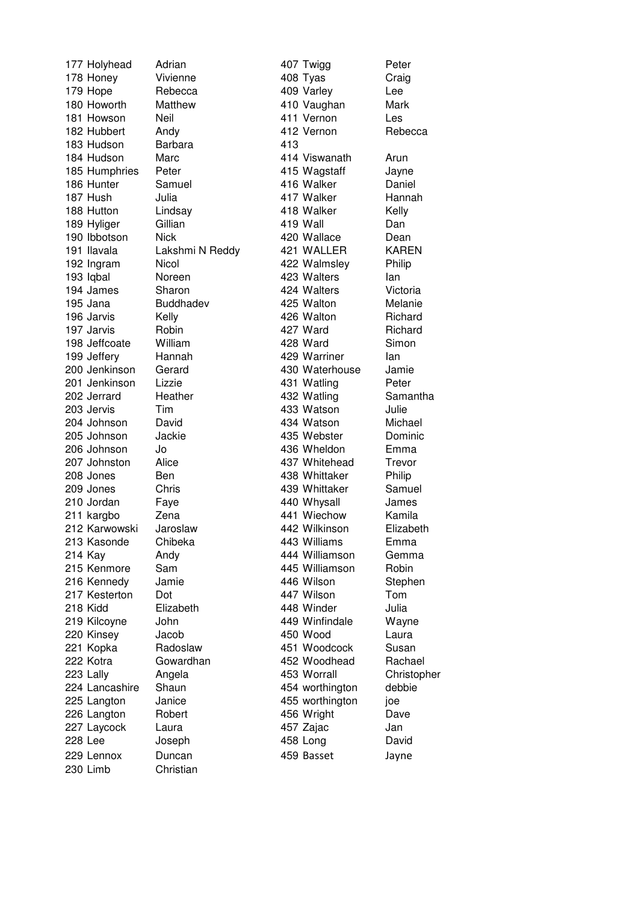| | | |
|---|---|---|
| 177 | Holyhead | Adrian |
| 178 | Honey | Vivienne |
| 179 | Hope | Rebecca |
| 180 | Howorth | Matthew |
| 181 | Howson | Neil |
| 182 | Hubbert | Andy |
| 183 | Hudson | Barbara |
| 184 | Hudson | Marc |
| 185 | Humphries | Peter |
| 186 | Hunter | Samuel |
| 187 | Hush | Julia |
| 188 | Hutton | Lindsay |
| 189 | Hyliger | Gillian |
| 190 | Ibbotson | Nick |
| 191 | Ilavala | Lakshmi N Reddy |
| 192 | Ingram | Nicol |
| 193 | Iqbal | Noreen |
| 194 | James | Sharon |
| 195 | Jana | Buddhadev |
| 196 | Jarvis | Kelly |
| 197 | Jarvis | Robin |
| 198 | Jeffcoate | William |
| 199 | Jeffery | Hannah |
| 200 | Jenkinson | Gerard |
| 201 | Jenkinson | Lizzie |
| 202 | Jerrard | Heather |
| 203 | Jervis | Tim |
| 204 | Johnson | David |
| 205 | Johnson | Jackie |
| 206 | Johnson | Jo |
| 207 | Johnston | Alice |
| 208 | Jones | Ben |
| 209 | Jones | Chris |
| 210 | Jordan | Faye |
| 211 | kargbo | Zena |
| 212 | Karwowski | Jaroslaw |
| 213 | Kasonde | Chibeka |
| 214 | Kay | Andy |
| 215 | Kenmore | Sam |
| 216 | Kennedy | Jamie |
| 217 | Kesterton | Dot |
| 218 | Kidd | Elizabeth |
| 219 | Kilcoyne | John |
| 220 | Kinsey | Jacob |
| 221 | Kopka | Radoslaw |
| 222 | Kotra | Gowardhan |
| 223 | Lally | Angela |
| 224 | Lancashire | Shaun |
| 225 | Langton | Janice |
| 226 | Langton | Robert |
| 227 | Laycock | Laura |
| 228 | Lee | Joseph |
| 229 | Lennox | Duncan |
| 230 | Limb | Christian |
| 407 | Twigg | Peter |
| 408 | Tyas | Craig |
| 409 | Varley | Lee |
| 410 | Vaughan | Mark |
| 411 | Vernon | Les |
| 412 | Vernon | Rebecca |
| 413 | | |
| 414 | Viswanath | Arun |
| 415 | Wagstaff | Jayne |
| 416 | Walker | Daniel |
| 417 | Walker | Hannah |
| 418 | Walker | Kelly |
| 419 | Wall | Dan |
| 420 | Wallace | Dean |
| 421 | WALLER | KAREN |
| 422 | Walmsley | Philip |
| 423 | Walters | Ian |
| 424 | Walters | Victoria |
| 425 | Walton | Melanie |
| 426 | Walton | Richard |
| 427 | Ward | Richard |
| 428 | Ward | Simon |
| 429 | Warriner | Ian |
| 430 | Waterhouse | Jamie |
| 431 | Watling | Peter |
| 432 | Watling | Samantha |
| 433 | Watson | Julie |
| 434 | Watson | Michael |
| 435 | Webster | Dominic |
| 436 | Wheldon | Emma |
| 437 | Whitehead | Trevor |
| 438 | Whittaker | Philip |
| 439 | Whittaker | Samuel |
| 440 | Whysall | James |
| 441 | Wiechow | Kamila |
| 442 | Wilkinson | Elizabeth |
| 443 | Williams | Emma |
| 444 | Williamson | Gemma |
| 445 | Williamson | Robin |
| 446 | Wilson | Stephen |
| 447 | Wilson | Tom |
| 448 | Winder | Julia |
| 449 | Winfindale | Wayne |
| 450 | Wood | Laura |
| 451 | Woodcock | Susan |
| 452 | Woodhead | Rachael |
| 453 | Worrall | Christopher |
| 454 | worthington | debbie |
| 455 | worthington | joe |
| 456 | Wright | Dave |
| 457 | Zajac | Jan |
| 458 | Long | David |
| 459 | Basset | Jayne |